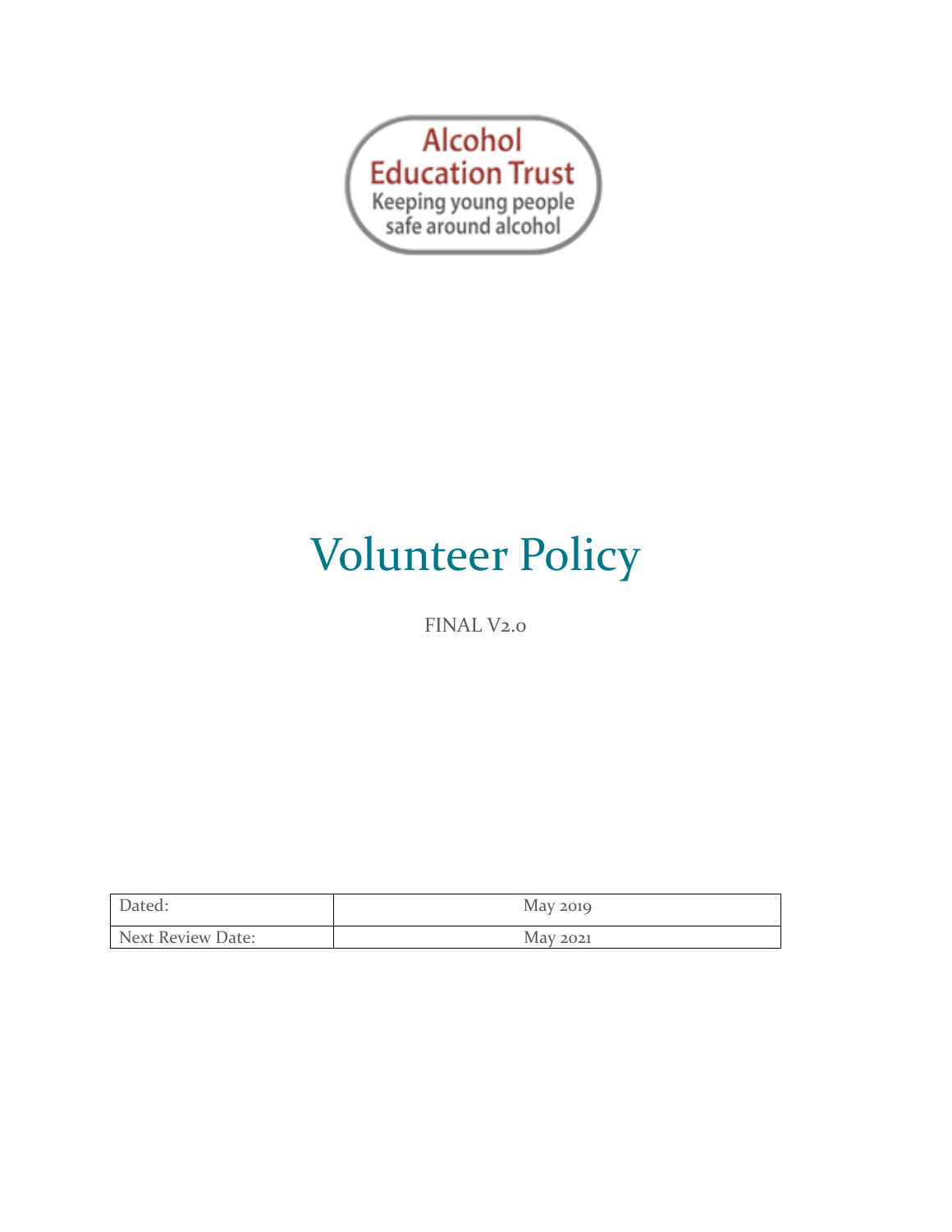Alcohol Education Trust

Keeping young people safe around alcohol

# Volunteer Policy

FINAL V2.0

| Dated: | May 2019 |
|---|---|
| Next Review Date: | May 2021 |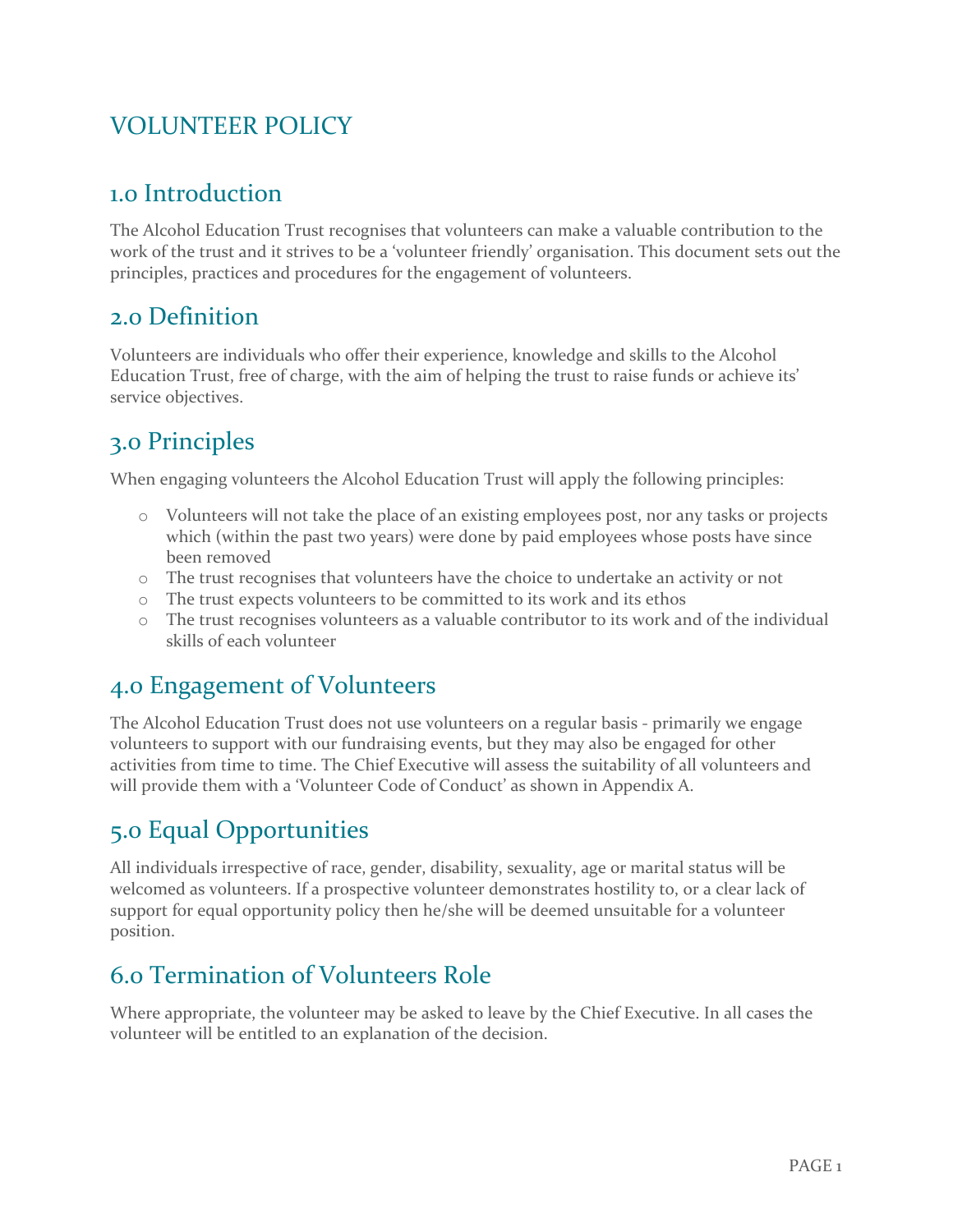# VOLUNTEER POLICY

## 1.0 Introduction

The Alcohol Education Trust recognises that volunteers can make a valuable contribution to the work of the trust and it strives to be a 'volunteer friendly' organisation. This document sets out the principles, practices and procedures for the engagement of volunteers.

## 2.0 Definition

Volunteers are individuals who offer their experience, knowledge and skills to the Alcohol Education Trust, free of charge, with the aim of helping the trust to raise funds or achieve its' service objectives.

## 3.0 Principles

When engaging volunteers the Alcohol Education Trust will apply the following principles:

- Volunteers will not take the place of an existing employees post, nor any tasks or projects which (within the past two years) were done by paid employees whose posts have since been removed
- The trust recognises that volunteers have the choice to undertake an activity or not
- The trust expects volunteers to be committed to its work and its ethos
- The trust recognises volunteers as a valuable contributor to its work and of the individual skills of each volunteer

## 4.0 Engagement of Volunteers

The Alcohol Education Trust does not use volunteers on a regular basis - primarily we engage volunteers to support with our fundraising events, but they may also be engaged for other activities from time to time. The Chief Executive will assess the suitability of all volunteers and will provide them with a 'Volunteer Code of Conduct' as shown in Appendix A.

## 5.0 Equal Opportunities

All individuals irrespective of race, gender, disability, sexuality, age or marital status will be welcomed as volunteers. If a prospective volunteer demonstrates hostility to, or a clear lack of support for equal opportunity policy then he/she will be deemed unsuitable for a volunteer position.

## 6.0 Termination of Volunteers Role

Where appropriate, the volunteer may be asked to leave by the Chief Executive. In all cases the volunteer will be entitled to an explanation of the decision.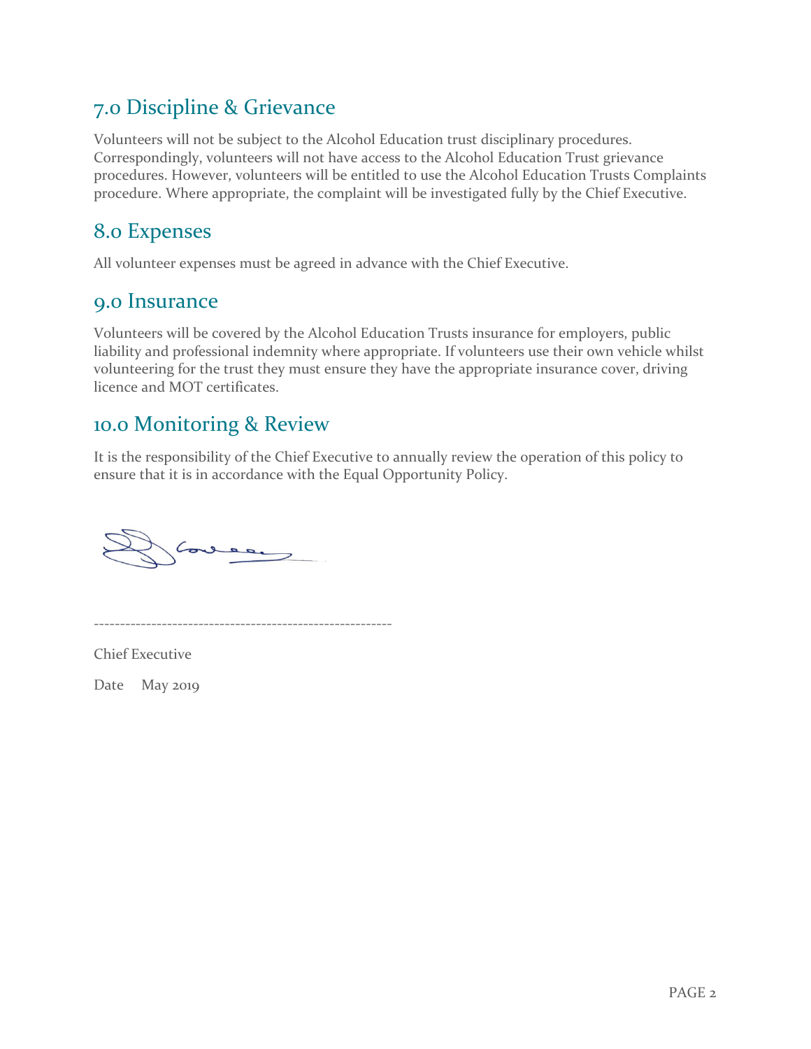## 7.0 Discipline & Grievance

Volunteers will not be subject to the Alcohol Education trust disciplinary procedures. Correspondingly, volunteers will not have access to the Alcohol Education Trust grievance procedures. However, volunteers will be entitled to use the Alcohol Education Trusts Complaints procedure. Where appropriate, the complaint will be investigated fully by the Chief Executive.

## 8.0 Expenses

All volunteer expenses must be agreed in advance with the Chief Executive.

## 9.0 Insurance

Volunteers will be covered by the Alcohol Education Trusts insurance for employers, public liability and professional indemnity where appropriate. If volunteers use their own vehicle whilst volunteering for the trust they must ensure they have the appropriate insurance cover, driving licence and MOT certificates.

## 10.0 Monitoring & Review

It is the responsibility of the Chief Executive to annually review the operation of this policy to ensure that it is in accordance with the Equal Opportunity Policy.

---------------------------------------------------------

Chief Executive

Date May 2019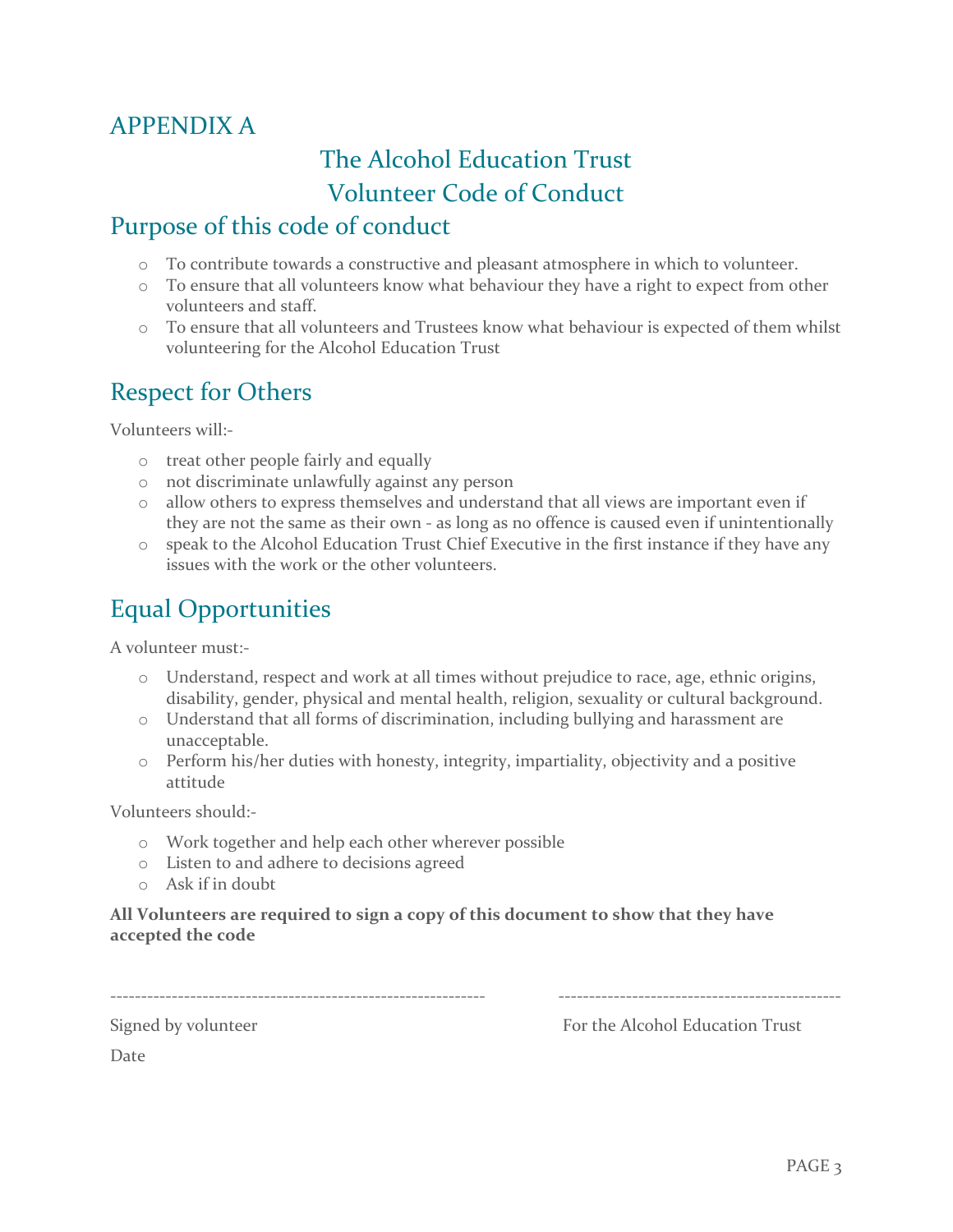# APPENDIX A

## The Alcohol Education Trust
## Volunteer Code of Conduct

## Purpose of this code of conduct

- To contribute towards a constructive and pleasant atmosphere in which to volunteer.
- To ensure that all volunteers know what behaviour they have a right to expect from other volunteers and staff.
- To ensure that all volunteers and Trustees know what behaviour is expected of them whilst volunteering for the Alcohol Education Trust

## Respect for Others

Volunteers will:-

- treat other people fairly and equally
- not discriminate unlawfully against any person
- allow others to express themselves and understand that all views are important even if they are not the same as their own - as long as no offence is caused even if unintentionally
- speak to the Alcohol Education Trust Chief Executive in the first instance if they have any issues with the work or the other volunteers.

## Equal Opportunities

A volunteer must:-

- Understand, respect and work at all times without prejudice to race, age, ethnic origins, disability, gender, physical and mental health, religion, sexuality or cultural background.
- Understand that all forms of discrimination, including bullying and harassment are unacceptable.
- Perform his/her duties with honesty, integrity, impartiality, objectivity and a positive attitude

Volunteers should:-

- Work together and help each other wherever possible
- Listen to and adhere to decisions agreed
- Ask if in doubt

**All Volunteers are required to sign a copy of this document to show that they have accepted the code**

------------------------------------------------------------ ----------------------------------------------

Signed by volunteer For the Alcohol Education Trust

Date